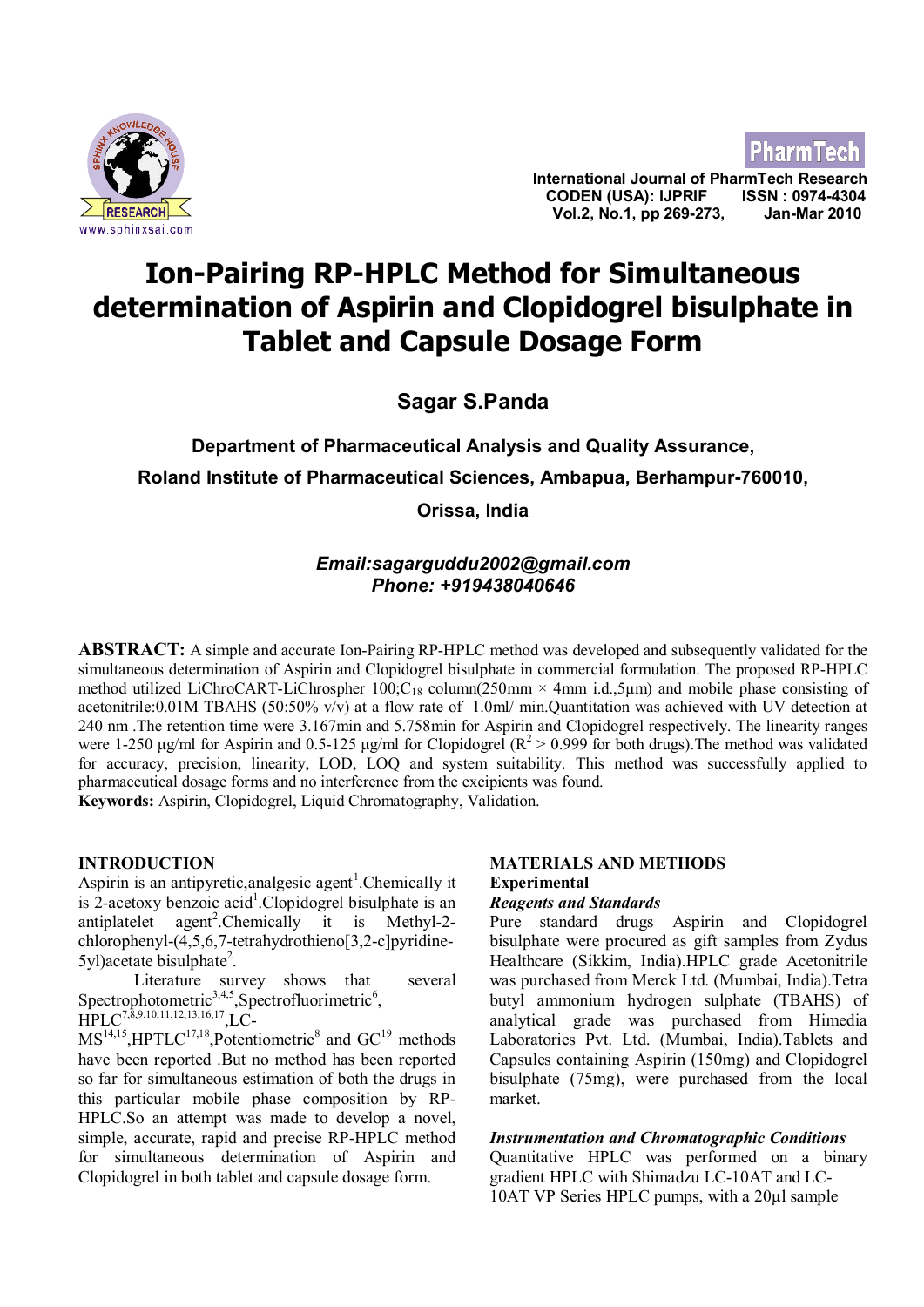# Ion-Pairing RP-HPLC Method for Simultaneous determination of Aspirin and Clopidogrel bisulphate in Tablet and Capsule Dosage Form

**Sagar S.Panda**

**Department of Pharmaceutical Analysis and Quality Assurance,**

**Roland Institute of Pharmaceutical Sciences, Ambapua, Berhampur-760010,**

**Orissa, India**

***Email:sagarguddu2002@gmail.com***
***Phone: +919438040646***

**ABSTRACT:** A simple and accurate Ion-Pairing RP-HPLC method was developed and subsequently validated for the simultaneous determination of Aspirin and Clopidogrel bisulphate in commercial formulation. The proposed RP-HPLC method utilized LiChroCART-LiChrospher 100;$C_{18}$ column(250mm × 4mm i.d.,5μm) and mobile phase consisting of acetonitrile:0.01M TBAHS (50:50% v/v) at a flow rate of 1.0ml/ min.Quantitation was achieved with UV detection at 240 nm .The retention time were 3.167min and 5.758min for Aspirin and Clopidogrel respectively. The linearity ranges were 1-250 μg/ml for Aspirin and 0.5-125 μg/ml for Clopidogrel ($R^2$ > 0.999 for both drugs).The method was validated for accuracy, precision, linearity, LOD, LOQ and system suitability. This method was successfully applied to pharmaceutical dosage forms and no interference from the excipients was found.

**Keywords:** Aspirin, Clopidogrel, Liquid Chromatography, Validation.

## INTRODUCTION

Aspirin is an antipyretic,analgesic agent[1].Chemically it is 2-acetoxy benzoic acid[1].Clopidogrel bisulphate is an antiplatelet agent[2].Chemically it is Methyl-2-chlorophenyl-(4,5,6,7-tetrahydrothieno[3,2-c]pyridine-5yl)acetate bisulphate[2].

Literature survey shows that several Spectrophotometric[3,4,5],Spectrofluorimetric[6], HPLC[7,8,9,10,11,12,13,16,17],LC-MS[14,15],HPTLC[17,18],Potentiometric[8] and GC[19] methods have been reported .But no method has been reported so far for simultaneous estimation of both the drugs in this particular mobile phase composition by RP-HPLC.So an attempt was made to develop a novel, simple, accurate, rapid and precise RP-HPLC method for simultaneous determination of Aspirin and Clopidogrel in both tablet and capsule dosage form.

## MATERIALS AND METHODS

### Experimental

#### *Reagents and Standards*

Pure standard drugs Aspirin and Clopidogrel bisulphate were procured as gift samples from Zydus Healthcare (Sikkim, India).HPLC grade Acetonitrile was purchased from Merck Ltd. (Mumbai, India).Tetra butyl ammonium hydrogen sulphate (TBAHS) of analytical grade was purchased from Himedia Laboratories Pvt. Ltd. (Mumbai, India).Tablets and Capsules containing Aspirin (150mg) and Clopidogrel bisulphate (75mg), were purchased from the local market.

#### *Instrumentation and Chromatographic Conditions*

Quantitative HPLC was performed on a binary gradient HPLC with Shimadzu LC-10AT and LC-10AT VP Series HPLC pumps, with a 20μl sample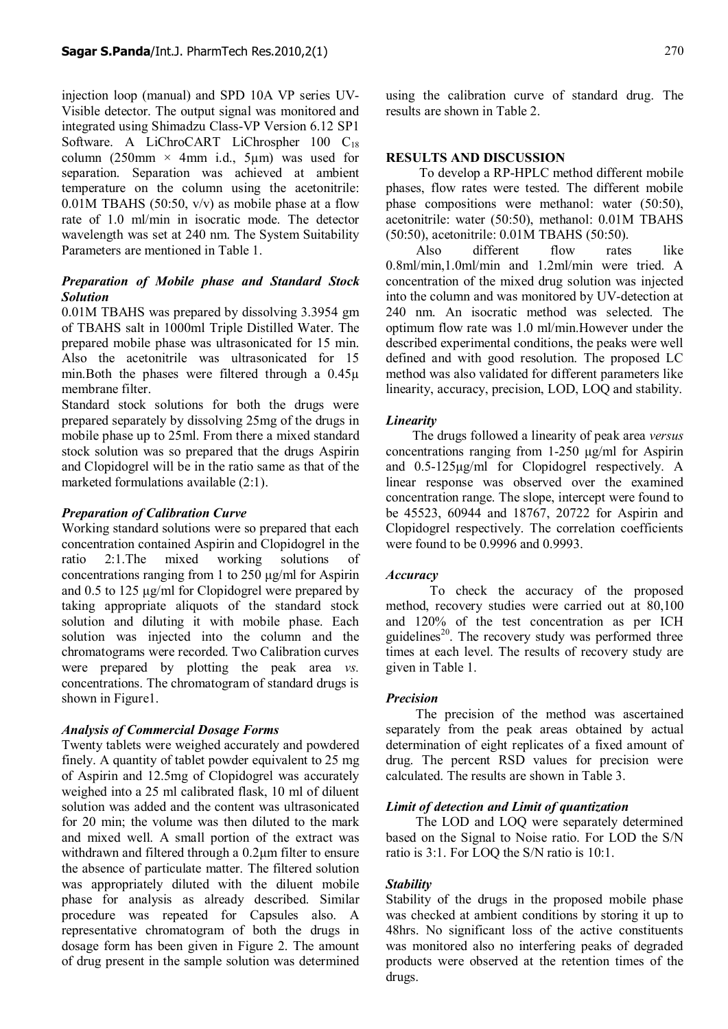injection loop (manual) and SPD 10A VP series UV-Visible detector. The output signal was monitored and integrated using Shimadzu Class-VP Version 6.12 SP1 Software. A LiChroCART LiChrospher 100 $C_{18}$ column (250mm × 4mm i.d., 5µm) was used for separation. Separation was achieved at ambient temperature on the column using the acetonitrile: 0.01M TBAHS (50:50, v/v) as mobile phase at a flow rate of 1.0 ml/min in isocratic mode. The detector wavelength was set at 240 nm. The System Suitability Parameters are mentioned in Table 1.

### *Preparation of Mobile phase and Standard Stock Solution*

0.01M TBAHS was prepared by dissolving 3.3954 gm of TBAHS salt in 1000ml Triple Distilled Water. The prepared mobile phase was ultrasonicated for 15 min. Also the acetonitrile was ultrasonicated for 15 min.Both the phases were filtered through a 0.45µ membrane filter.

Standard stock solutions for both the drugs were prepared separately by dissolving 25mg of the drugs in mobile phase up to 25ml. From there a mixed standard stock solution was so prepared that the drugs Aspirin and Clopidogrel will be in the ratio same as that of the marketed formulations available (2:1).

### *Preparation of Calibration Curve*

Working standard solutions were so prepared that each concentration contained Aspirin and Clopidogrel in the ratio 2:1.The mixed working solutions of concentrations ranging from 1 to 250 µg/ml for Aspirin and 0.5 to 125 µg/ml for Clopidogrel were prepared by taking appropriate aliquots of the standard stock solution and diluting it with mobile phase. Each solution was injected into the column and the chromatograms were recorded. Two Calibration curves were prepared by plotting the peak area *vs.* concentrations. The chromatogram of standard drugs is shown in Figure1.

### *Analysis of Commercial Dosage Forms*

Twenty tablets were weighed accurately and powdered finely. A quantity of tablet powder equivalent to 25 mg of Aspirin and 12.5mg of Clopidogrel was accurately weighed into a 25 ml calibrated flask, 10 ml of diluent solution was added and the content was ultrasonicated for 20 min; the volume was then diluted to the mark and mixed well. A small portion of the extract was withdrawn and filtered through a 0.2µm filter to ensure the absence of particulate matter. The filtered solution was appropriately diluted with the diluent mobile phase for analysis as already described. Similar procedure was repeated for Capsules also. A representative chromatogram of both the drugs in dosage form has been given in Figure 2. The amount of drug present in the sample solution was determined using the calibration curve of standard drug. The results are shown in Table 2.

## RESULTS AND DISCUSSION

To develop a RP-HPLC method different mobile phases, flow rates were tested. The different mobile phase compositions were methanol: water (50:50), acetonitrile: water (50:50), methanol: 0.01M TBAHS (50:50), acetonitrile: 0.01M TBAHS (50:50).

Also different flow rates like 0.8ml/min,1.0ml/min and 1.2ml/min were tried. A concentration of the mixed drug solution was injected into the column and was monitored by UV-detection at 240 nm. An isocratic method was selected. The optimum flow rate was 1.0 ml/min.However under the described experimental conditions, the peaks were well defined and with good resolution. The proposed LC method was also validated for different parameters like linearity, accuracy, precision, LOD, LOQ and stability.

### *Linearity*

The drugs followed a linearity of peak area *versus* concentrations ranging from 1-250 µg/ml for Aspirin and 0.5-125µg/ml for Clopidogrel respectively. A linear response was observed over the examined concentration range. The slope, intercept were found to be 45523, 60944 and 18767, 20722 for Aspirin and Clopidogrel respectively. The correlation coefficients were found to be 0.9996 and 0.9993.

### *Accuracy*

To check the accuracy of the proposed method, recovery studies were carried out at 80,100 and 120% of the test concentration as per ICH guidelines[20]. The recovery study was performed three times at each level. The results of recovery study are given in Table 1.

### *Precision*

The precision of the method was ascertained separately from the peak areas obtained by actual determination of eight replicates of a fixed amount of drug. The percent RSD values for precision were calculated. The results are shown in Table 3.

### *Limit of detection and Limit of quantization*

The LOD and LOQ were separately determined based on the Signal to Noise ratio. For LOD the S/N ratio is 3:1. For LOQ the S/N ratio is 10:1.

### *Stability*

Stability of the drugs in the proposed mobile phase was checked at ambient conditions by storing it up to 48hrs. No significant loss of the active constituents was monitored also no interfering peaks of degraded products were observed at the retention times of the drugs.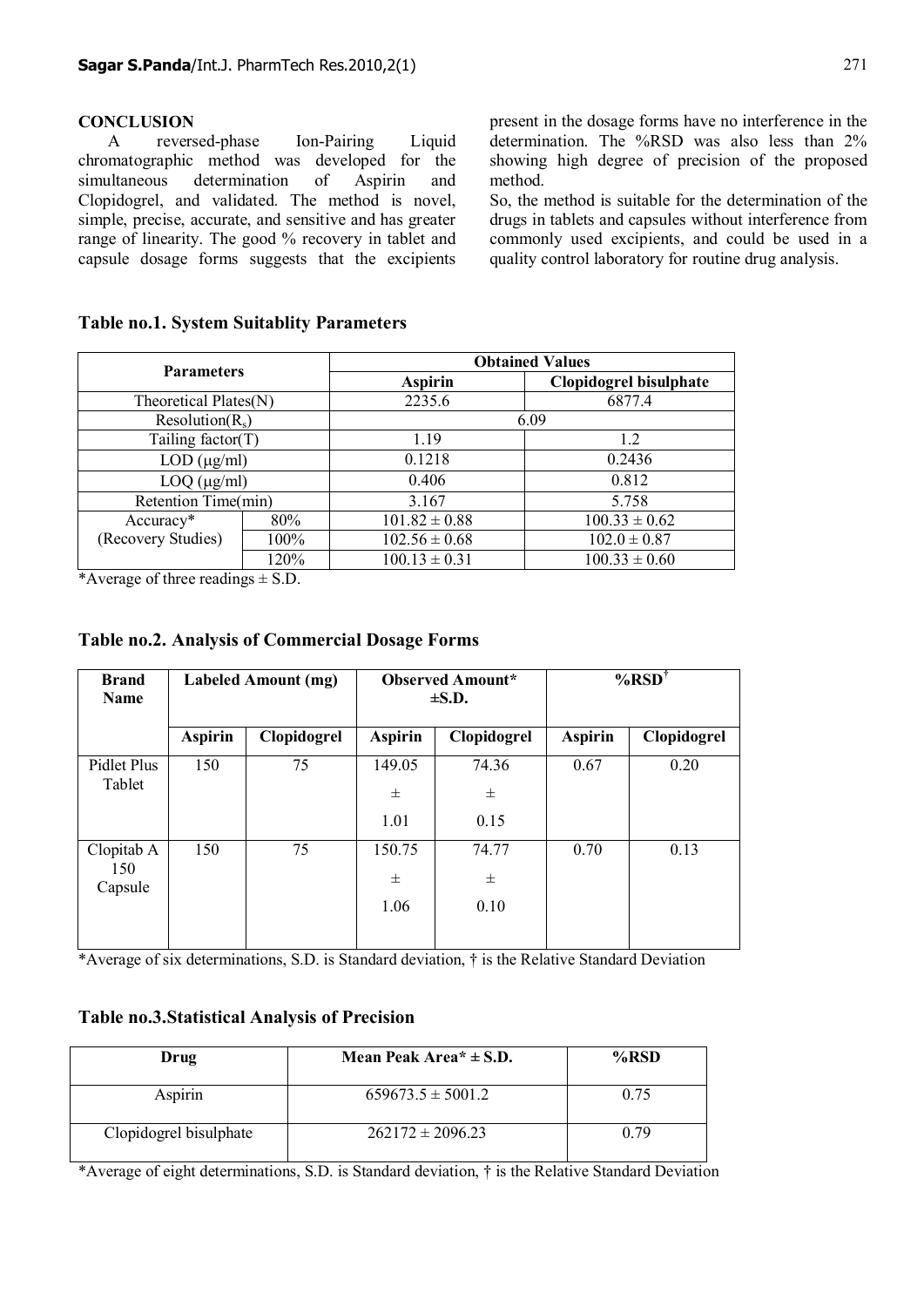## CONCLUSION

A reversed-phase Ion-Pairing Liquid chromatographic method was developed for the simultaneous determination of Aspirin and Clopidogrel, and validated. The method is novel, simple, precise, accurate, and sensitive and has greater range of linearity. The good % recovery in tablet and capsule dosage forms suggests that the excipients present in the dosage forms have no interference in the determination. The %RSD was also less than 2% showing high degree of precision of the proposed method.

So, the method is suitable for the determination of the drugs in tablets and capsules without interference from commonly used excipients, and could be used in a quality control laboratory for routine drug analysis.

**Table no.1. System Suitablity Parameters**

| Parameters | | Obtained Values | |
|---|---|---|---|
| | | Aspirin | Clopidogrel bisulphate |
| Theoretical Plates(N) | | 2235.6 | 6877.4 |
| Resolution($R_s$) | | 6.09 | |
| Tailing factor(T) | | 1.19 | 1.2 |
| LOD (μg/ml) | | 0.1218 | 0.2436 |
| LOQ (μg/ml) | | 0.406 | 0.812 |
| Retention Time(min) | | 3.167 | 5.758 |
| Accuracy* (Recovery Studies) | 80% | 101.82 ± 0.88 | 100.33 ± 0.62 |
| | 100% | 102.56 ± 0.68 | 102.0 ± 0.87 |
| | 120% | 100.13 ± 0.31 | 100.33 ± 0.60 |

*Average of three readings ± S.D.

**Table no.2. Analysis of Commercial Dosage Forms**

| Brand Name | Labeled Amount (mg) | | Observed Amount* ±S.D. | | %RSD† | |
|---|---|---|---|---|---|---|
| | Aspirin | Clopidogrel | Aspirin | Clopidogrel | Aspirin | Clopidogrel |
| Pidlet Plus Tablet | 150 | 75 | 149.05 ± 1.01 | 74.36 ± 0.15 | 0.67 | 0.20 |
| Clopitab A 150 Capsule | 150 | 75 | 150.75 ± 1.06 | 74.77 ± 0.10 | 0.70 | 0.13 |

*Average of six determinations, S.D. is Standard deviation, † is the Relative Standard Deviation

**Table no.3.Statistical Analysis of Precision**

| Drug | Mean Peak Area* ± S.D. | %RSD |
|---|---|---|
| Aspirin | 659673.5 ± 5001.2 | 0.75 |
| Clopidogrel bisulphate | 262172 ± 2096.23 | 0.79 |

*Average of eight determinations, S.D. is Standard deviation, † is the Relative Standard Deviation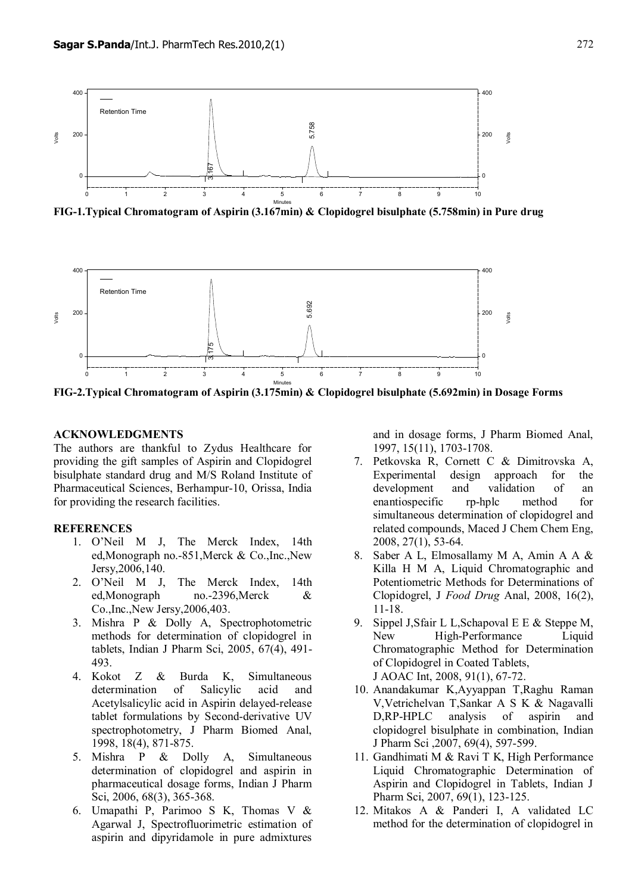FIG-1.Typical Chromatogram of Aspirin (3.167min) & Clopidogrel bisulphate (5.758min) in Pure drug

FIG-2.Typical Chromatogram of Aspirin (3.175min) & Clopidogrel bisulphate (5.692min) in Dosage Forms

## ACKNOWLEDGMENTS

The authors are thankful to Zydus Healthcare for providing the gift samples of Aspirin and Clopidogrel bisulphate standard drug and M/S Roland Institute of Pharmaceutical Sciences, Berhampur-10, Orissa, India for providing the research facilities.

## REFERENCES

1. O'Neil M J, The Merck Index, 14th ed,Monograph no.-851,Merck & Co.,Inc.,New Jersy,2006,140.
2. O'Neil M J, The Merck Index, 14th ed,Monograph no.-2396,Merck & Co.,Inc.,New Jersy,2006,403.
3. Mishra P & Dolly A, Spectrophotometric methods for determination of clopidogrel in tablets, Indian J Pharm Sci, 2005, 67(4), 491-493.
4. Kokot Z & Burda K, Simultaneous determination of Salicylic acid and Acetylsalicylic acid in Aspirin delayed-release tablet formulations by Second-derivative UV spectrophotometry, J Pharm Biomed Anal, 1998, 18(4), 871-875.
5. Mishra P & Dolly A, Simultaneous determination of clopidogrel and aspirin in pharmaceutical dosage forms, Indian J Pharm Sci, 2006, 68(3), 365-368.
6. Umapathi P, Parimoo S K, Thomas V & Agarwal J, Spectrofluorimetric estimation of aspirin and dipyridamole in pure admixtures and in dosage forms, J Pharm Biomed Anal, 1997, 15(11), 1703-1708.
7. Petkovska R, Cornett C & Dimitrovska A, Experimental design approach for the development and validation of an enantiospecific rp-hplc method for simultaneous determination of clopidogrel and related compounds, Maced J Chem Chem Eng, 2008, 27(1), 53-64.
8. Saber A L, Elmosallamy M A, Amin A A & Killa H M A, Liquid Chromatographic and Potentiometric Methods for Determinations of Clopidogrel, J *Food Drug* Anal, 2008, 16(2), 11-18.
9. Sippel J,Sfair L L,Schapoval E E & Steppe M, New High-Performance Liquid Chromatographic Method for Determination of Clopidogrel in Coated Tablets, J AOAC Int, 2008, 91(1), 67-72.
10. Anandakumar K,Ayyappan T,Raghu Raman V,Vetrichelvan T,Sankar A S K & Nagavalli D,RP-HPLC analysis of aspirin and clopidogrel bisulphate in combination, Indian J Pharm Sci ,2007, 69(4), 597-599.
11. Gandhimati M & Ravi T K, High Performance Liquid Chromatographic Determination of Aspirin and Clopidogrel in Tablets, Indian J Pharm Sci, 2007, 69(1), 123-125.
12. Mitakos A & Panderi I, A validated LC method for the determination of clopidogrel in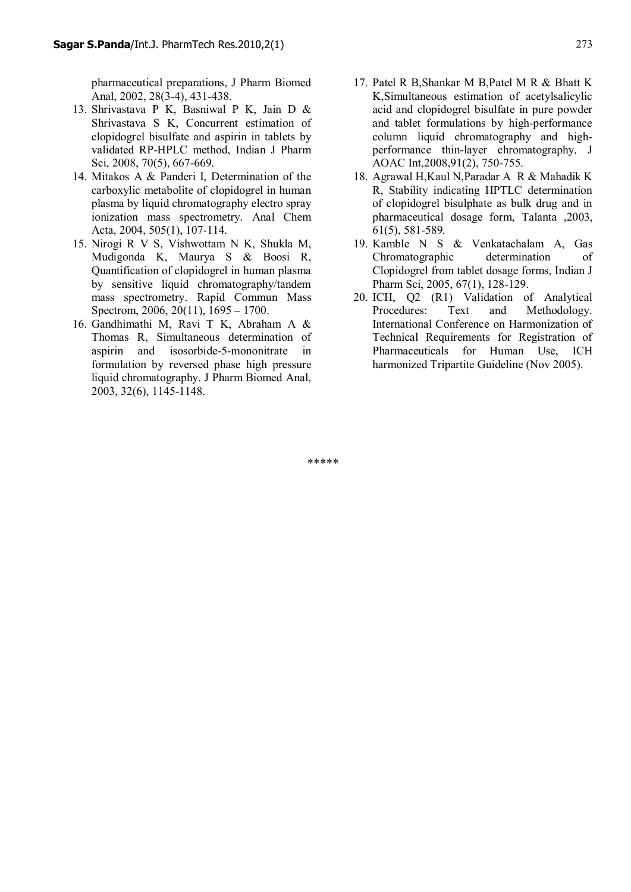pharmaceutical preparations, J Pharm Biomed Anal, 2002, 28(3-4), 431-438.

13. Shrivastava P K, Basniwal P K, Jain D & Shrivastava S K, Concurrent estimation of clopidogrel bisulfate and aspirin in tablets by validated RP-HPLC method, Indian J Pharm Sci, 2008, 70(5), 667-669.
14. Mitakos A & Panderi I, Determination of the carboxylic metabolite of clopidogrel in human plasma by liquid chromatography electro spray ionization mass spectrometry. Anal Chem Acta, 2004, 505(1), 107-114.
15. Nirogi R V S, Vishwottam N K, Shukla M, Mudigonda K, Maurya S & Boosi R, Quantification of clopidogrel in human plasma by sensitive liquid chromatography/tandem mass spectrometry. Rapid Commun Mass Spectrom, 2006, 20(11), 1695 – 1700.
16. Gandhimathi M, Ravi T K, Abraham A & Thomas R, Simultaneous determination of aspirin and isosorbide-5-mononitrate in formulation by reversed phase high pressure liquid chromatography. J Pharm Biomed Anal, 2003, 32(6), 1145-1148.
17. Patel R B,Shankar M B,Patel M R & Bhatt K K,Simultaneous estimation of acetylsalicylic acid and clopidogrel bisulfate in pure powder and tablet formulations by high-performance column liquid chromatography and high-performance thin-layer chromatography, J AOAC Int,2008,91(2), 750-755.
18. Agrawal H,Kaul N,Paradar A R & Mahadik K R, Stability indicating HPTLC determination of clopidogrel bisulphate as bulk drug and in pharmaceutical dosage form, Talanta ,2003, 61(5), 581-589.
19. Kamble N S & Venkatachalam A, Gas Chromatographic determination of Clopidogrel from tablet dosage forms, Indian J Pharm Sci, 2005, 67(1), 128-129.
20. ICH, Q2 (R1) Validation of Analytical Procedures: Text and Methodology. International Conference on Harmonization of Technical Requirements for Registration of Pharmaceuticals for Human Use, ICH harmonized Tripartite Guideline (Nov 2005).

*****